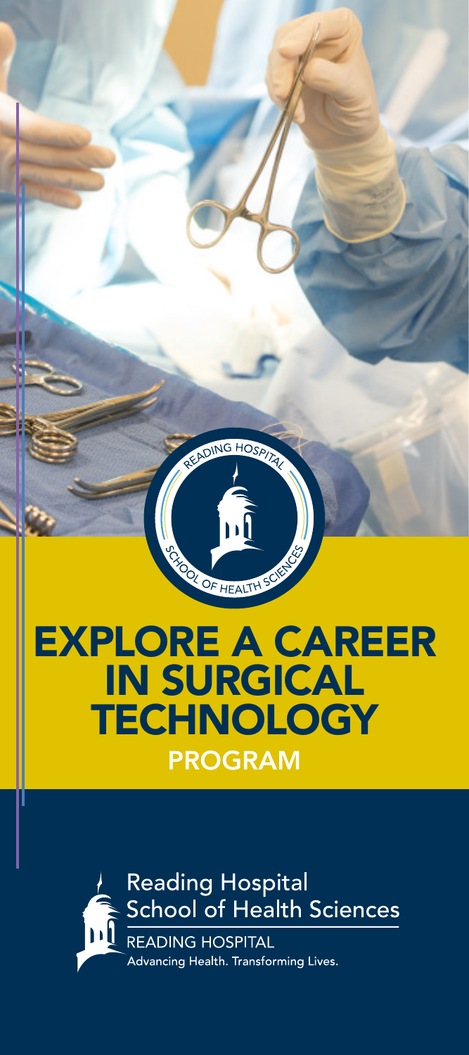# EXPLORE A CAREER IN SURGICAL TECHNOLOGY

## PROGRAM

Reading Hospital School of Health Sciences

READING HOSPITAL

Advancing Health. Transforming Lives.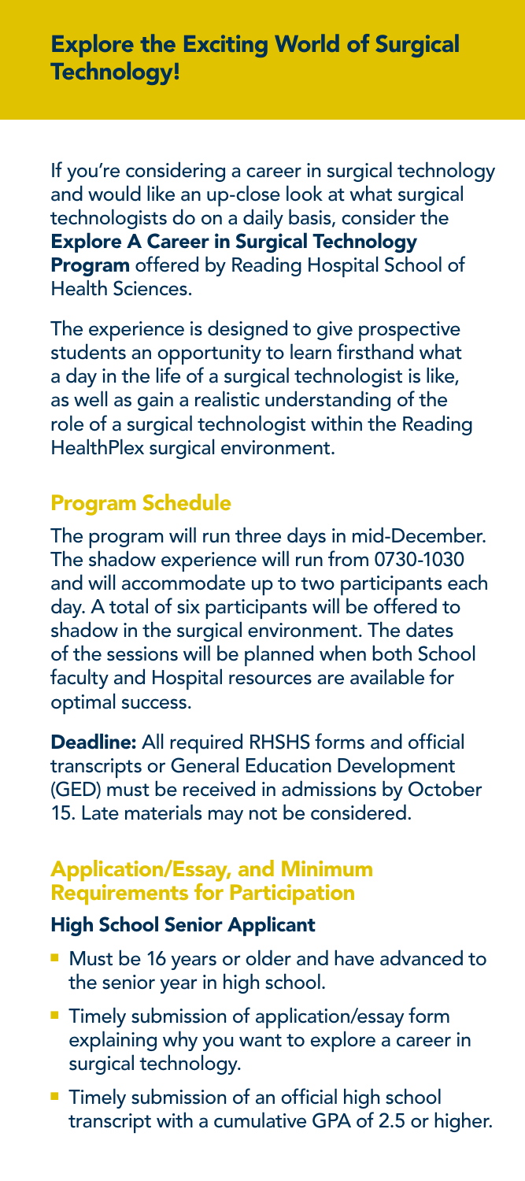## Explore the Exciting World of Surgical Technology!

If you're considering a career in surgical technology and would like an up-close look at what surgical technologists do on a daily basis, consider the **Explore A Career in Surgical Technology Program** offered by Reading Hospital School of Health Sciences.

The experience is designed to give prospective students an opportunity to learn firsthand what a day in the life of a surgical technologist is like, as well as gain a realistic understanding of the role of a surgical technologist within the Reading HealthPlex surgical environment.

### Program Schedule

The program will run three days in mid-December. The shadow experience will run from 0730-1030 and will accommodate up to two participants each day. A total of six participants will be offered to shadow in the surgical environment. The dates of the sessions will be planned when both School faculty and Hospital resources are available for optimal success.

**Deadline:** All required RHSHS forms and official transcripts or General Education Development (GED) must be received in admissions by October 15. Late materials may not be considered.

### Application/Essay, and Minimum Requirements for Participation

#### High School Senior Applicant

- Must be 16 years or older and have advanced to the senior year in high school.
- Timely submission of application/essay form explaining why you want to explore a career in surgical technology.
- Timely submission of an official high school transcript with a cumulative GPA of 2.5 or higher.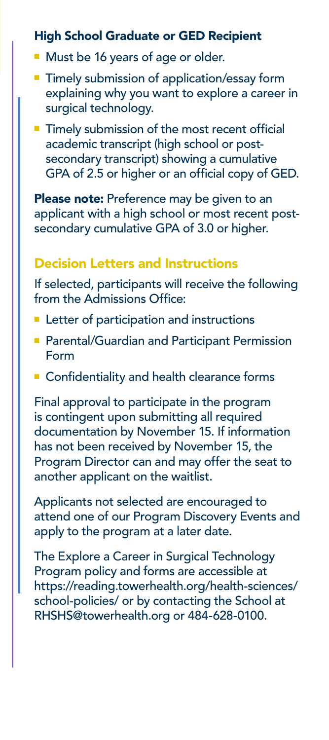### High School Graduate or GED Recipient

- Must be 16 years of age or older.
- Timely submission of application/essay form explaining why you want to explore a career in surgical technology.
- Timely submission of the most recent official academic transcript (high school or post-secondary transcript) showing a cumulative GPA of 2.5 or higher or an official copy of GED.

**Please note:** Preference may be given to an applicant with a high school or most recent post-secondary cumulative GPA of 3.0 or higher.

## Decision Letters and Instructions

If selected, participants will receive the following from the Admissions Office:

- Letter of participation and instructions
- Parental/Guardian and Participant Permission Form
- Confidentiality and health clearance forms

Final approval to participate in the program is contingent upon submitting all required documentation by November 15. If information has not been received by November 15, the Program Director can and may offer the seat to another applicant on the waitlist.

Applicants not selected are encouraged to attend one of our Program Discovery Events and apply to the program at a later date.

The Explore a Career in Surgical Technology Program policy and forms are accessible at https://reading.towerhealth.org/health-sciences/school-policies/ or by contacting the School at RHSHS@towerhealth.org or 484-628-0100.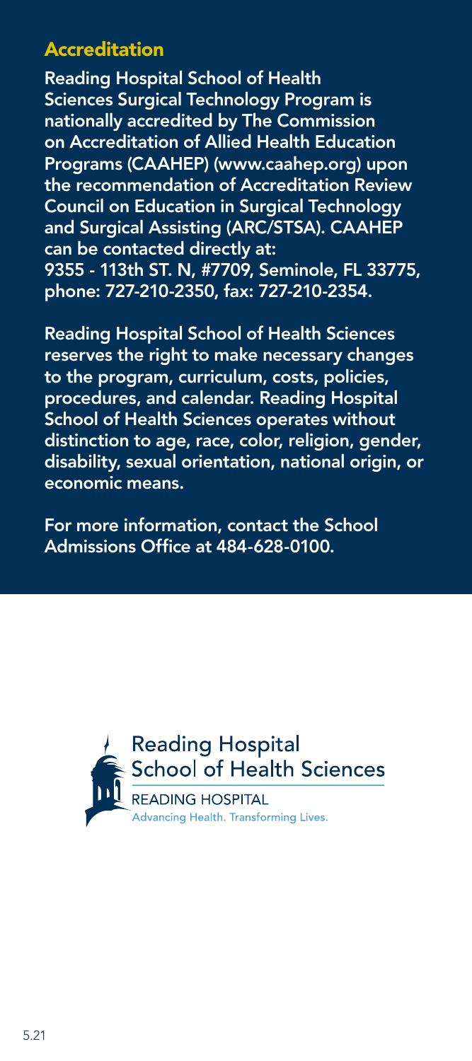## Accreditation

Reading Hospital School of Health Sciences Surgical Technology Program is nationally accredited by The Commission on Accreditation of Allied Health Education Programs (CAAHEP) (www.caahep.org) upon the recommendation of Accreditation Review Council on Education in Surgical Technology and Surgical Assisting (ARC/STSA). CAAHEP can be contacted directly at: 9355 - 113th ST. N, #7709, Seminole, FL 33775, phone: 727-210-2350, fax: 727-210-2354.

Reading Hospital School of Health Sciences reserves the right to make necessary changes to the program, curriculum, costs, policies, procedures, and calendar. Reading Hospital School of Health Sciences operates without distinction to age, race, color, religion, gender, disability, sexual orientation, national origin, or economic means.

For more information, contact the School Admissions Office at 484-628-0100.

Reading Hospital
School of Health Sciences
READING HOSPITAL
Advancing Health. Transforming Lives.

5.21